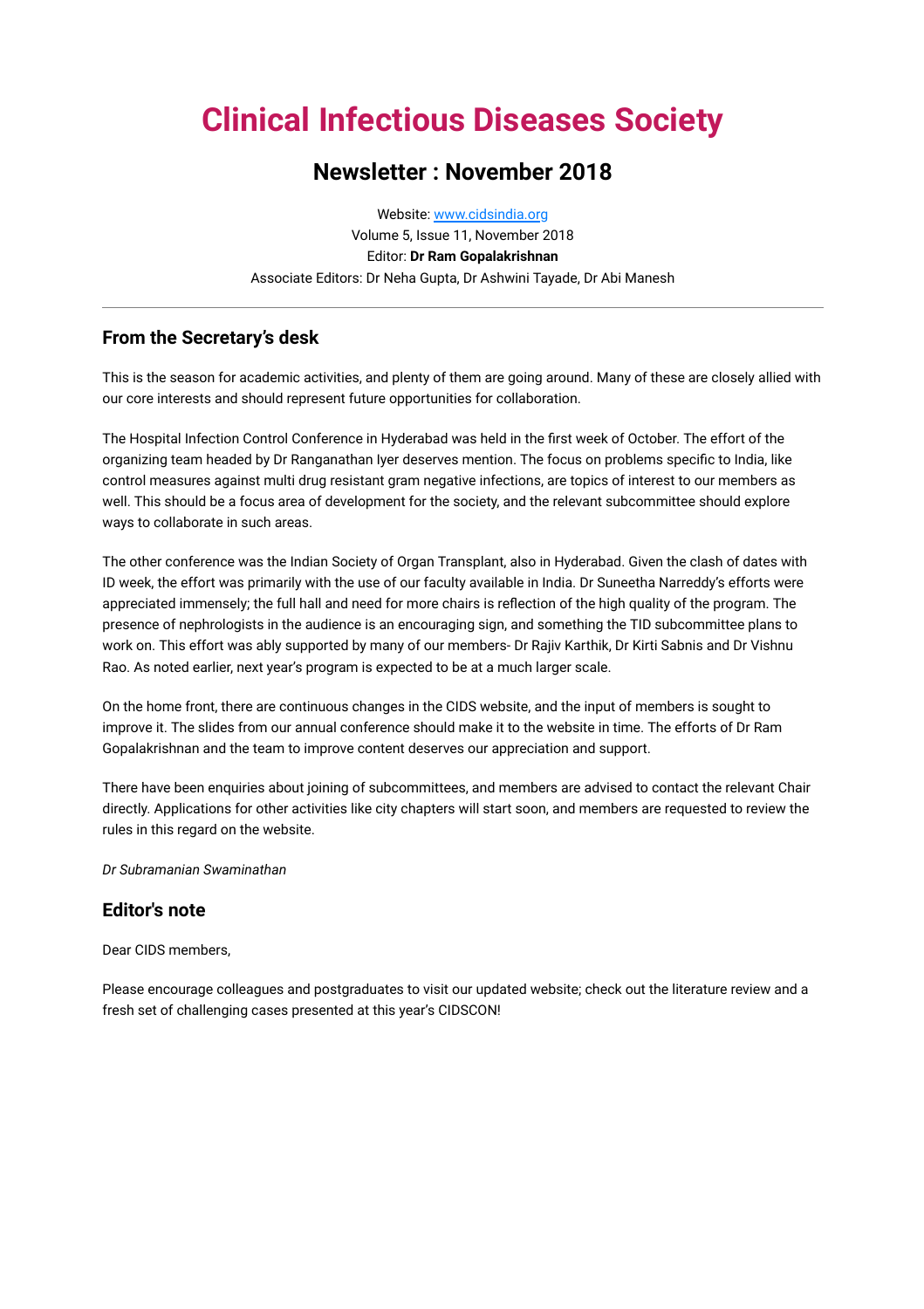# Clinical Infectious Diseases Society

## Newsletter : November 2018

Website: www.cidsindia.org
Volume 5, Issue 11, November 2018
Editor: **Dr Ram Gopalakrishnan**
Associate Editors: Dr Neha Gupta, Dr Ashwini Tayade, Dr Abi Manesh

---

### From the Secretary's desk

This is the season for academic activities, and plenty of them are going around. Many of these are closely allied with our core interests and should represent future opportunities for collaboration.

The Hospital Infection Control Conference in Hyderabad was held in the first week of October. The effort of the organizing team headed by Dr Ranganathan Iyer deserves mention. The focus on problems specific to India, like control measures against multi drug resistant gram negative infections, are topics of interest to our members as well. This should be a focus area of development for the society, and the relevant subcommittee should explore ways to collaborate in such areas.

The other conference was the Indian Society of Organ Transplant, also in Hyderabad. Given the clash of dates with ID week, the effort was primarily with the use of our faculty available in India. Dr Suneetha Narreddy's efforts were appreciated immensely; the full hall and need for more chairs is reflection of the high quality of the program. The presence of nephrologists in the audience is an encouraging sign, and something the TID subcommittee plans to work on. This effort was ably supported by many of our members- Dr Rajiv Karthik, Dr Kirti Sabnis and Dr Vishnu Rao. As noted earlier, next year's program is expected to be at a much larger scale.

On the home front, there are continuous changes in the CIDS website, and the input of members is sought to improve it. The slides from our annual conference should make it to the website in time. The efforts of Dr Ram Gopalakrishnan and the team to improve content deserves our appreciation and support.

There have been enquiries about joining of subcommittees, and members are advised to contact the relevant Chair directly. Applications for other activities like city chapters will start soon, and members are requested to review the rules in this regard on the website.

*Dr Subramanian Swaminathan*

### Editor's note

Dear CIDS members,

Please encourage colleagues and postgraduates to visit our updated website; check out the literature review and a fresh set of challenging cases presented at this year's CIDSCON!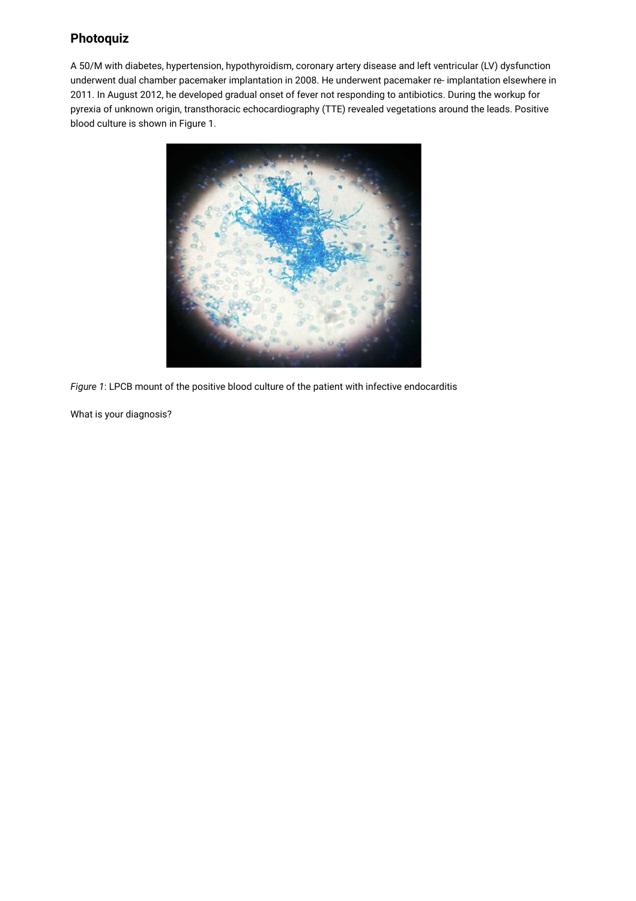## Photoquiz

A 50/M with diabetes, hypertension, hypothyroidism, coronary artery disease and left ventricular (LV) dysfunction underwent dual chamber pacemaker implantation in 2008. He underwent pacemaker re- implantation elsewhere in 2011. In August 2012, he developed gradual onset of fever not responding to antibiotics. During the workup for pyrexia of unknown origin, transthoracic echocardiography (TTE) revealed vegetations around the leads. Positive blood culture is shown in Figure 1.

*Figure 1*: LPCB mount of the positive blood culture of the patient with infective endocarditis

What is your diagnosis?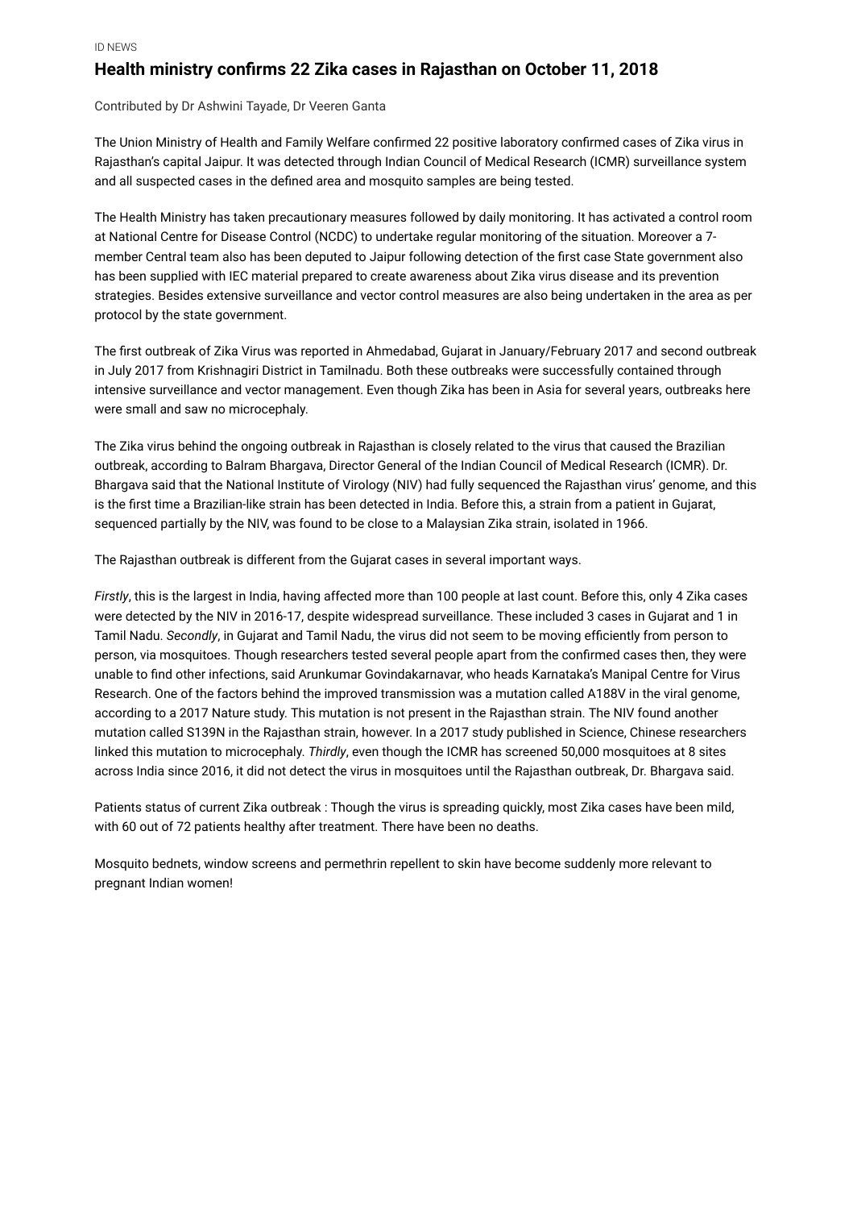ID NEWS

## Health ministry confirms 22 Zika cases in Rajasthan on October 11, 2018

Contributed by Dr Ashwini Tayade, Dr Veeren Ganta

The Union Ministry of Health and Family Welfare confirmed 22 positive laboratory confirmed cases of Zika virus in Rajasthan's capital Jaipur. It was detected through Indian Council of Medical Research (ICMR) surveillance system and all suspected cases in the defined area and mosquito samples are being tested.

The Health Ministry has taken precautionary measures followed by daily monitoring. It has activated a control room at National Centre for Disease Control (NCDC) to undertake regular monitoring of the situation. Moreover a 7-member Central team also has been deputed to Jaipur following detection of the first case State government also has been supplied with IEC material prepared to create awareness about Zika virus disease and its prevention strategies. Besides extensive surveillance and vector control measures are also being undertaken in the area as per protocol by the state government.

The first outbreak of Zika Virus was reported in Ahmedabad, Gujarat in January/February 2017 and second outbreak in July 2017 from Krishnagiri District in Tamilnadu. Both these outbreaks were successfully contained through intensive surveillance and vector management. Even though Zika has been in Asia for several years, outbreaks here were small and saw no microcephaly.

The Zika virus behind the ongoing outbreak in Rajasthan is closely related to the virus that caused the Brazilian outbreak, according to Balram Bhargava, Director General of the Indian Council of Medical Research (ICMR). Dr. Bhargava said that the National Institute of Virology (NIV) had fully sequenced the Rajasthan virus' genome, and this is the first time a Brazilian-like strain has been detected in India. Before this, a strain from a patient in Gujarat, sequenced partially by the NIV, was found to be close to a Malaysian Zika strain, isolated in 1966.

The Rajasthan outbreak is different from the Gujarat cases in several important ways.

*Firstly*, this is the largest in India, having affected more than 100 people at last count. Before this, only 4 Zika cases were detected by the NIV in 2016-17, despite widespread surveillance. These included 3 cases in Gujarat and 1 in Tamil Nadu. *Secondly*, in Gujarat and Tamil Nadu, the virus did not seem to be moving efficiently from person to person, via mosquitoes. Though researchers tested several people apart from the confirmed cases then, they were unable to find other infections, said Arunkumar Govindakarnavar, who heads Karnataka's Manipal Centre for Virus Research. One of the factors behind the improved transmission was a mutation called A188V in the viral genome, according to a 2017 Nature study. This mutation is not present in the Rajasthan strain. The NIV found another mutation called S139N in the Rajasthan strain, however. In a 2017 study published in Science, Chinese researchers linked this mutation to microcephaly. *Thirdly*, even though the ICMR has screened 50,000 mosquitoes at 8 sites across India since 2016, it did not detect the virus in mosquitoes until the Rajasthan outbreak, Dr. Bhargava said.

Patients status of current Zika outbreak : Though the virus is spreading quickly, most Zika cases have been mild, with 60 out of 72 patients healthy after treatment. There have been no deaths.

Mosquito bednets, window screens and permethrin repellent to skin have become suddenly more relevant to pregnant Indian women!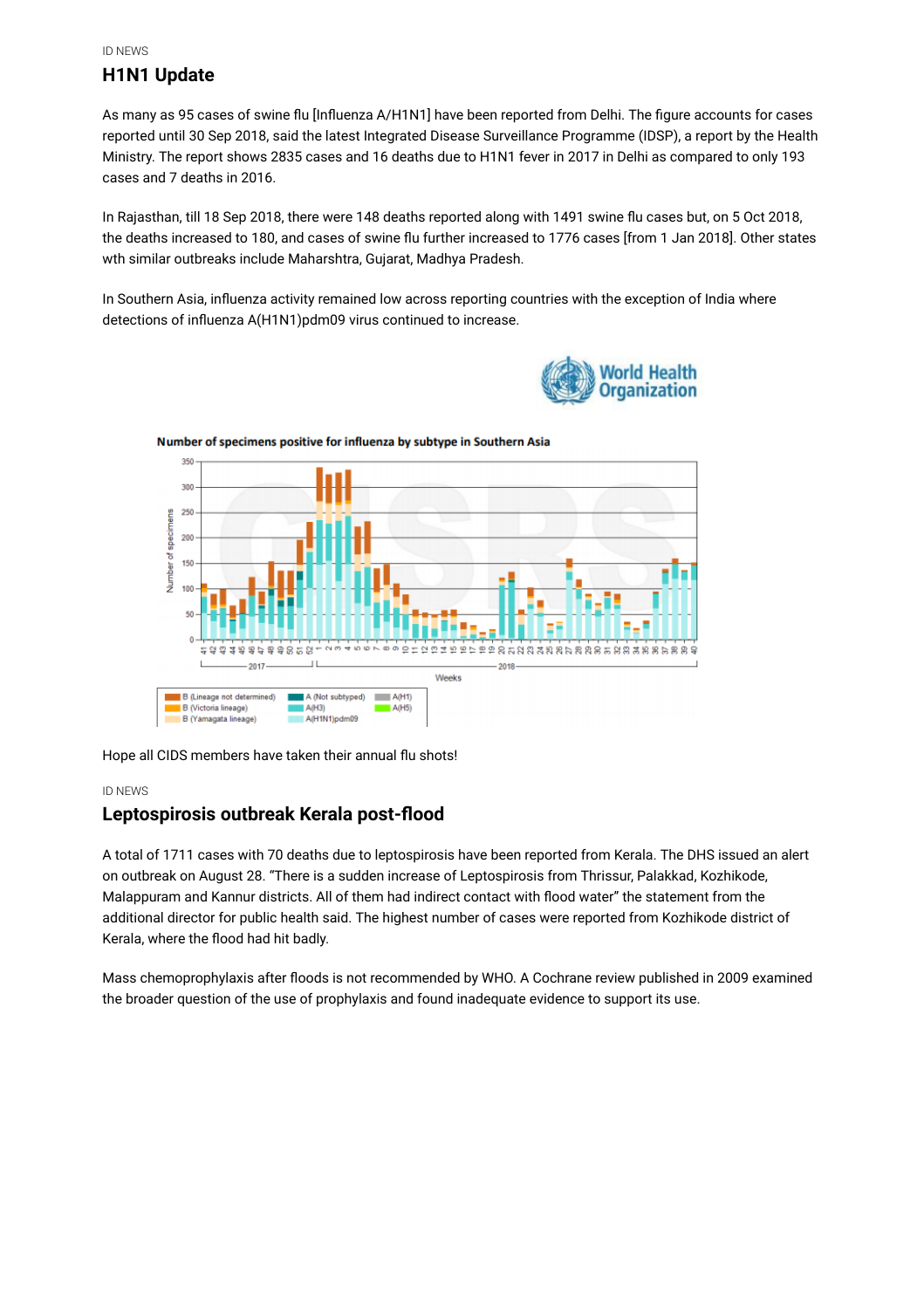ID NEWS

## H1N1 Update

As many as 95 cases of swine flu [Influenza A/H1N1] have been reported from Delhi. The figure accounts for cases reported until 30 Sep 2018, said the latest Integrated Disease Surveillance Programme (IDSP), a report by the Health Ministry. The report shows 2835 cases and 16 deaths due to H1N1 fever in 2017 in Delhi as compared to only 193 cases and 7 deaths in 2016.

In Rajasthan, till 18 Sep 2018, there were 148 deaths reported along with 1491 swine flu cases but, on 5 Oct 2018, the deaths increased to 180, and cases of swine flu further increased to 1776 cases [from 1 Jan 2018]. Other states wth similar outbreaks include Maharshtra, Gujarat, Madhya Pradesh.

In Southern Asia, influenza activity remained low across reporting countries with the exception of India where detections of influenza A(H1N1)pdm09 virus continued to increase.

Hope all CIDS members have taken their annual flu shots!

ID NEWS

## Leptospirosis outbreak Kerala post-flood

A total of 1711 cases with 70 deaths due to leptospirosis have been reported from Kerala. The DHS issued an alert on outbreak on August 28. "There is a sudden increase of Leptospirosis from Thrissur, Palakkad, Kozhikode, Malappuram and Kannur districts. All of them had indirect contact with flood water" the statement from the additional director for public health said. The highest number of cases were reported from Kozhikode district of Kerala, where the flood had hit badly.

Mass chemoprophylaxis after floods is not recommended by WHO. A Cochrane review published in 2009 examined the broader question of the use of prophylaxis and found inadequate evidence to support its use.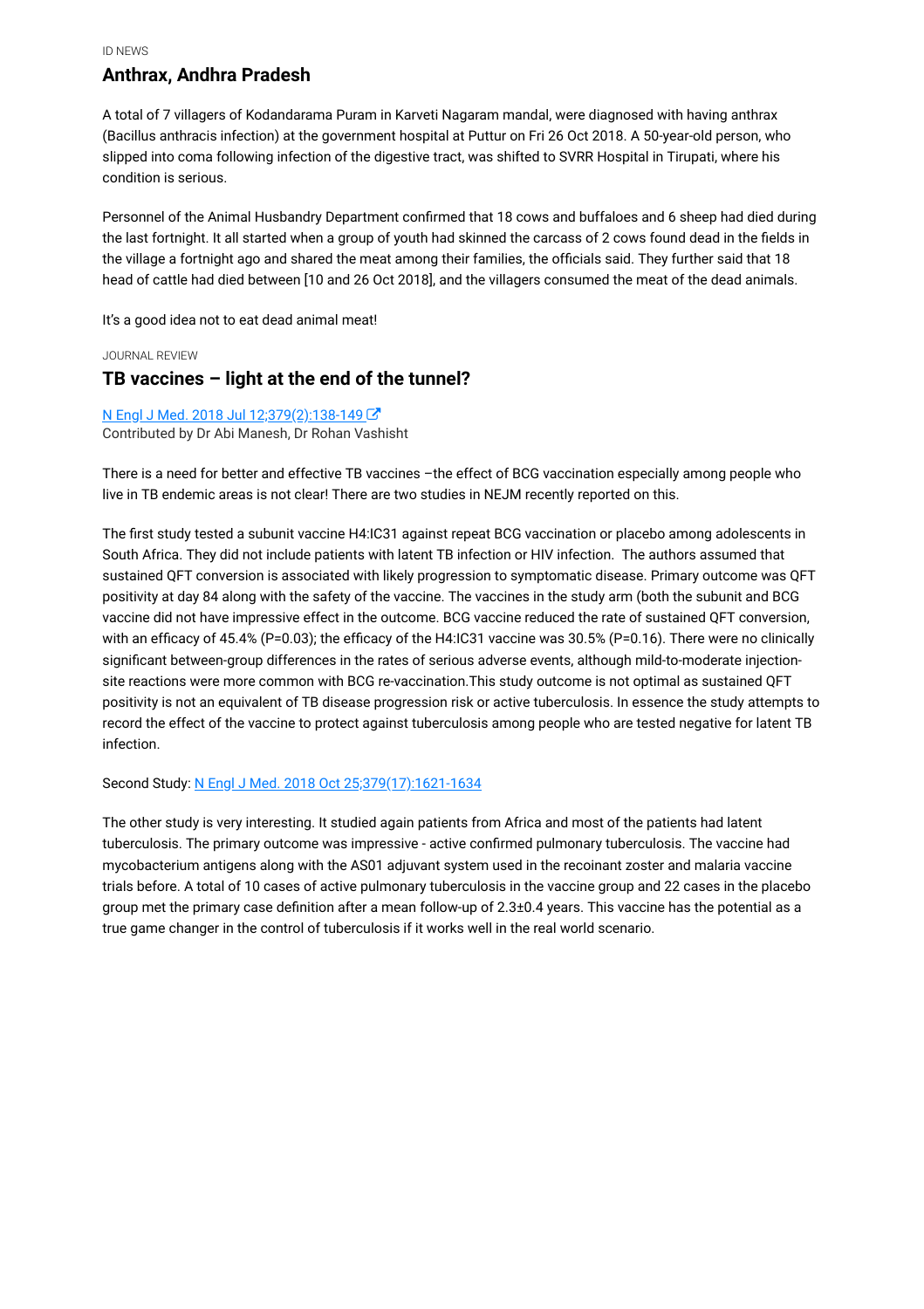ID NEWS

## Anthrax, Andhra Pradesh

A total of 7 villagers of Kodandarama Puram in Karveti Nagaram mandal, were diagnosed with having anthrax (Bacillus anthracis infection) at the government hospital at Puttur on Fri 26 Oct 2018. A 50-year-old person, who slipped into coma following infection of the digestive tract, was shifted to SVRR Hospital in Tirupati, where his condition is serious.

Personnel of the Animal Husbandry Department confirmed that 18 cows and buffaloes and 6 sheep had died during the last fortnight. It all started when a group of youth had skinned the carcass of 2 cows found dead in the fields in the village a fortnight ago and shared the meat among their families, the officials said. They further said that 18 head of cattle had died between [10 and 26 Oct 2018], and the villagers consumed the meat of the dead animals.

It's a good idea not to eat dead animal meat!

JOURNAL REVIEW

## TB vaccines – light at the end of the tunnel?

N Engl J Med. 2018 Jul 12;379(2):138-149
Contributed by Dr Abi Manesh, Dr Rohan Vashisht

There is a need for better and effective TB vaccines –the effect of BCG vaccination especially among people who live in TB endemic areas is not clear! There are two studies in NEJM recently reported on this.

The first study tested a subunit vaccine H4:IC31 against repeat BCG vaccination or placebo among adolescents in South Africa. They did not include patients with latent TB infection or HIV infection. The authors assumed that sustained QFT conversion is associated with likely progression to symptomatic disease. Primary outcome was QFT positivity at day 84 along with the safety of the vaccine. The vaccines in the study arm (both the subunit and BCG vaccine did not have impressive effect in the outcome. BCG vaccine reduced the rate of sustained QFT conversion, with an efficacy of 45.4% (P=0.03); the efficacy of the H4:IC31 vaccine was 30.5% (P=0.16). There were no clinically significant between-group differences in the rates of serious adverse events, although mild-to-moderate injection-site reactions were more common with BCG re-vaccination.This study outcome is not optimal as sustained QFT positivity is not an equivalent of TB disease progression risk or active tuberculosis. In essence the study attempts to record the effect of the vaccine to protect against tuberculosis among people who are tested negative for latent TB infection.

Second Study: N Engl J Med. 2018 Oct 25;379(17):1621-1634

The other study is very interesting. It studied again patients from Africa and most of the patients had latent tuberculosis. The primary outcome was impressive - active confirmed pulmonary tuberculosis. The vaccine had mycobacterium antigens along with the AS01 adjuvant system used in the recoinant zoster and malaria vaccine trials before. A total of 10 cases of active pulmonary tuberculosis in the vaccine group and 22 cases in the placebo group met the primary case definition after a mean follow-up of 2.3±0.4 years. This vaccine has the potential as a true game changer in the control of tuberculosis if it works well in the real world scenario.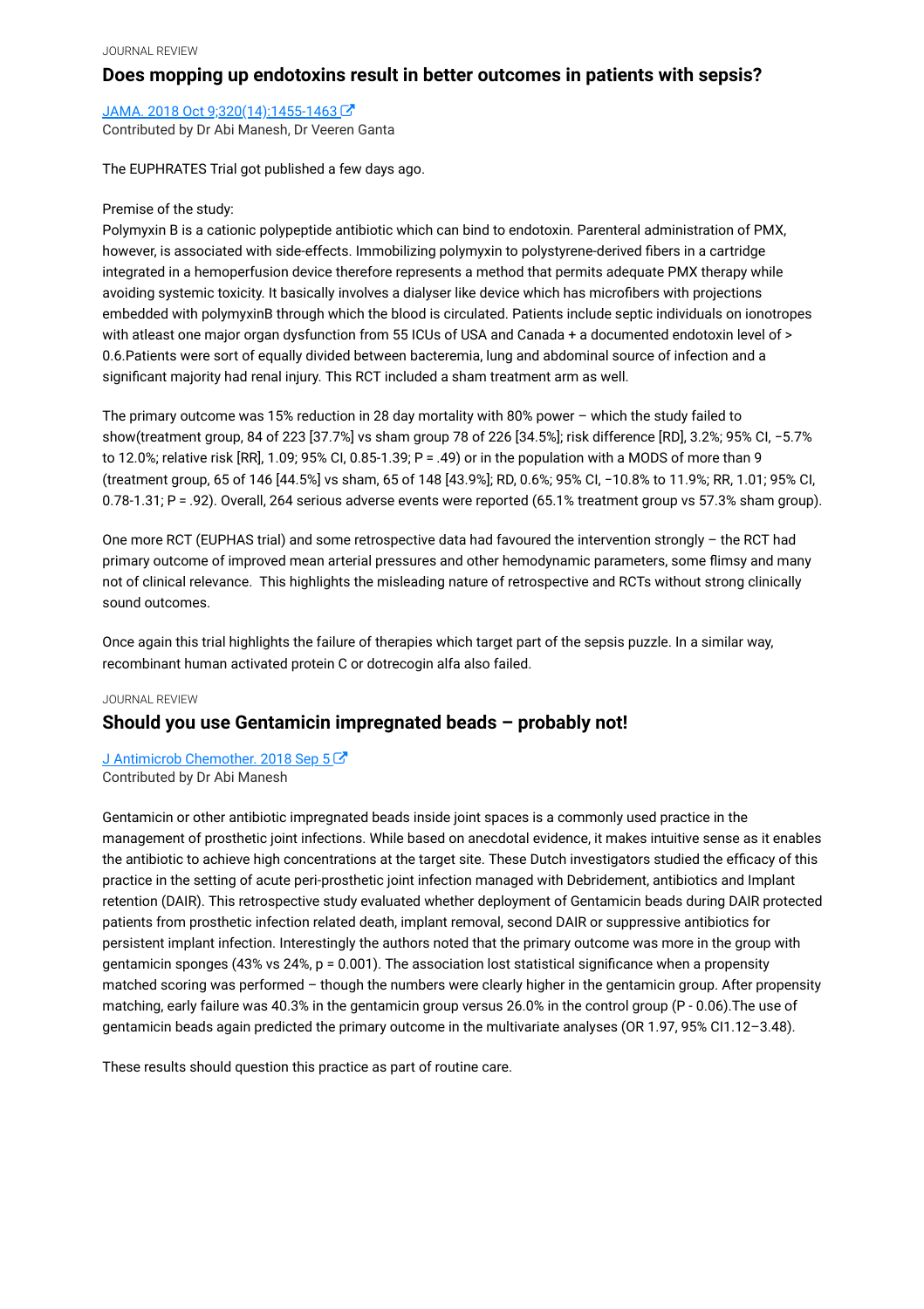JOURNAL REVIEW

## Does mopping up endotoxins result in better outcomes in patients with sepsis?

[JAMA. 2018 Oct 9;320(14):1455-1463]()

Contributed by Dr Abi Manesh, Dr Veeren Ganta

The EUPHRATES Trial got published a few days ago.

Premise of the study:

Polymyxin B is a cationic polypeptide antibiotic which can bind to endotoxin. Parenteral administration of PMX, however, is associated with side-effects. Immobilizing polymyxin to polystyrene-derived fibers in a cartridge integrated in a hemoperfusion device therefore represents a method that permits adequate PMX therapy while avoiding systemic toxicity. It basically involves a dialyser like device which has microfibers with projections embedded with polymyxinB through which the blood is circulated. Patients include septic individuals on ionotropes with atleast one major organ dysfunction from 55 ICUs of USA and Canada + a documented endotoxin level of > 0.6.Patients were sort of equally divided between bacteremia, lung and abdominal source of infection and a significant majority had renal injury. This RCT included a sham treatment arm as well.

The primary outcome was 15% reduction in 28 day mortality with 80% power – which the study failed to show(treatment group, 84 of 223 [37.7%] vs sham group 78 of 226 [34.5%]; risk difference [RD], 3.2%; 95% CI, −5.7% to 12.0%; relative risk [RR], 1.09; 95% CI, 0.85-1.39; P = .49) or in the population with a MODS of more than 9 (treatment group, 65 of 146 [44.5%] vs sham, 65 of 148 [43.9%]; RD, 0.6%; 95% CI, −10.8% to 11.9%; RR, 1.01; 95% CI, 0.78-1.31; P = .92). Overall, 264 serious adverse events were reported (65.1% treatment group vs 57.3% sham group).

One more RCT (EUPHAS trial) and some retrospective data had favoured the intervention strongly – the RCT had primary outcome of improved mean arterial pressures and other hemodynamic parameters, some flimsy and many not of clinical relevance.  This highlights the misleading nature of retrospective and RCTs without strong clinically sound outcomes.

Once again this trial highlights the failure of therapies which target part of the sepsis puzzle. In a similar way, recombinant human activated protein C or dotrecogin alfa also failed.

JOURNAL REVIEW

## Should you use Gentamicin impregnated beads – probably not!

[J Antimicrob Chemother. 2018 Sep 5]()

Contributed by Dr Abi Manesh

Gentamicin or other antibiotic impregnated beads inside joint spaces is a commonly used practice in the management of prosthetic joint infections. While based on anecdotal evidence, it makes intuitive sense as it enables the antibiotic to achieve high concentrations at the target site. These Dutch investigators studied the efficacy of this practice in the setting of acute peri-prosthetic joint infection managed with Debridement, antibiotics and Implant retention (DAIR). This retrospective study evaluated whether deployment of Gentamicin beads during DAIR protected patients from prosthetic infection related death, implant removal, second DAIR or suppressive antibiotics for persistent implant infection. Interestingly the authors noted that the primary outcome was more in the group with gentamicin sponges (43% vs 24%, p = 0.001). The association lost statistical significance when a propensity matched scoring was performed – though the numbers were clearly higher in the gentamicin group. After propensity matching, early failure was 40.3% in the gentamicin group versus 26.0% in the control group (P - 0.06).The use of gentamicin beads again predicted the primary outcome in the multivariate analyses (OR 1.97, 95% CI1.12–3.48).

These results should question this practice as part of routine care.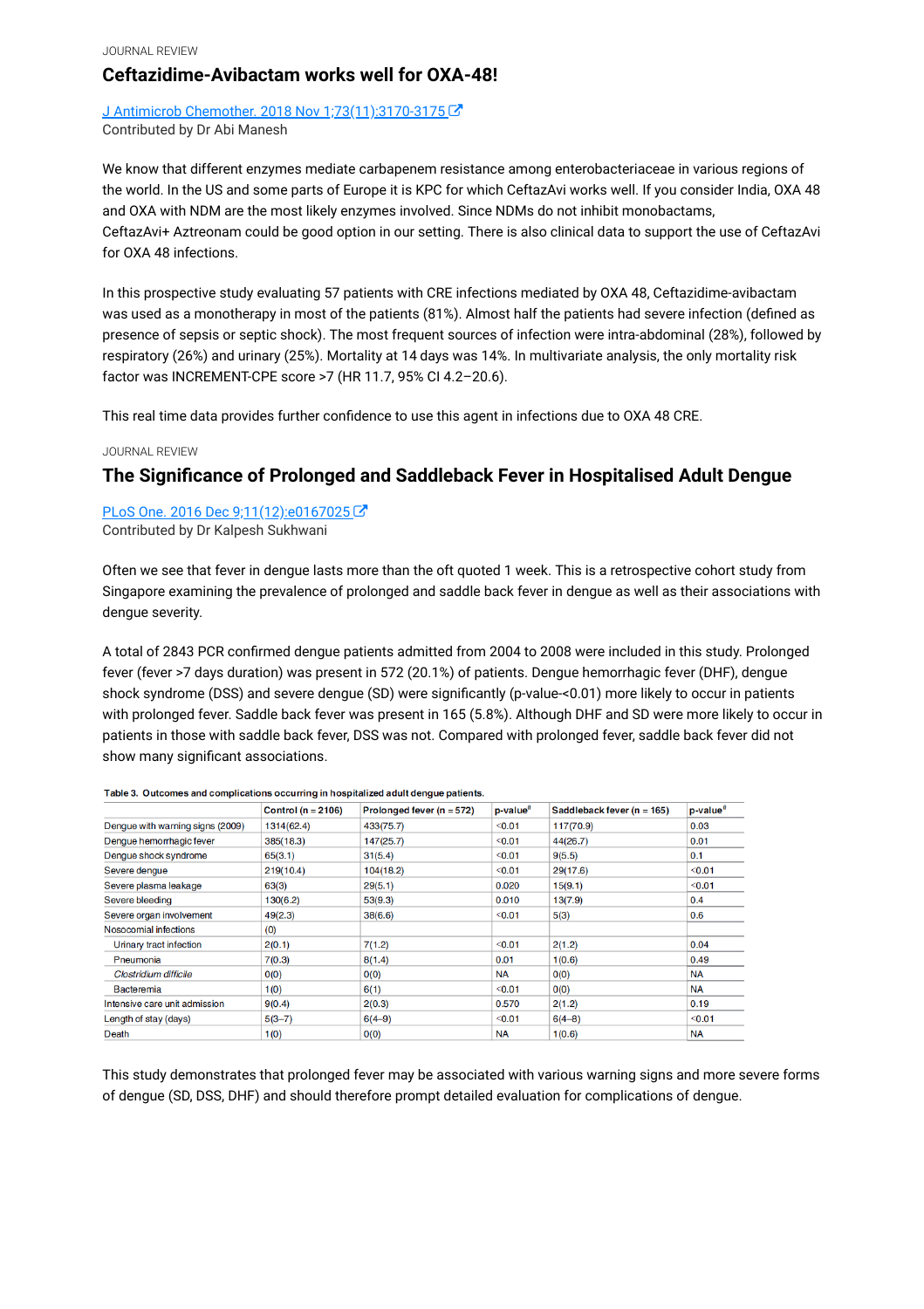JOURNAL REVIEW

## Ceftazidime-Avibactam works well for OXA-48!

J Antimicrob Chemother. 2018 Nov 1;73(11):3170-3175
Contributed by Dr Abi Manesh

We know that different enzymes mediate carbapenem resistance among enterobacteriaceae in various regions of the world. In the US and some parts of Europe it is KPC for which CeftazAvi works well. If you consider India, OXA 48 and OXA with NDM are the most likely enzymes involved. Since NDMs do not inhibit monobactams, CeftazAvi+ Aztreonam could be good option in our setting. There is also clinical data to support the use of CeftazAvi for OXA 48 infections.

In this prospective study evaluating 57 patients with CRE infections mediated by OXA 48, Ceftazidime-avibactam was used as a monotherapy in most of the patients (81%). Almost half the patients had severe infection (defined as presence of sepsis or septic shock). The most frequent sources of infection were intra-abdominal (28%), followed by respiratory (26%) and urinary (25%). Mortality at 14 days was 14%. In multivariate analysis, the only mortality risk factor was INCREMENT-CPE score >7 (HR 11.7, 95% CI 4.2–20.6).

This real time data provides further confidence to use this agent in infections due to OXA 48 CRE.

JOURNAL REVIEW

## The Significance of Prolonged and Saddleback Fever in Hospitalised Adult Dengue

PLoS One. 2016 Dec 9;11(12):e0167025
Contributed by Dr Kalpesh Sukhwani

Often we see that fever in dengue lasts more than the oft quoted 1 week. This is a retrospective cohort study from Singapore examining the prevalence of prolonged and saddle back fever in dengue as well as their associations with dengue severity.

A total of 2843 PCR confirmed dengue patients admitted from 2004 to 2008 were included in this study. Prolonged fever (fever >7 days duration) was present in 572 (20.1%) of patients. Dengue hemorrhagic fever (DHF), dengue shock syndrome (DSS) and severe dengue (SD) were significantly (p-value-<0.01) more likely to occur in patients with prolonged fever. Saddle back fever was present in 165 (5.8%). Although DHF and SD were more likely to occur in patients in those with saddle back fever, DSS was not. Compared with prolonged fever, saddle back fever did not show many significant associations.

**Table 3. Outcomes and complications occurring in hospitalized adult dengue patients.**

| | Control (n = 2106) | Prolonged fever (n = 572) | p-value[#] | Saddleback fever (n = 165) | p-value[#] |
|---|---|---|---|---|---|
| Dengue with warning signs (2009) | 1314(62.4) | 433(75.7) | <0.01 | 117(70.9) | 0.03 |
| Dengue hemorrhagic fever | 385(18.3) | 147(25.7) | <0.01 | 44(26.7) | 0.01 |
| Dengue shock syndrome | 65(3.1) | 31(5.4) | <0.01 | 9(5.5) | 0.1 |
| Severe dengue | 219(10.4) | 104(18.2) | <0.01 | 29(17.6) | <0.01 |
| Severe plasma leakage | 63(3) | 29(5.1) | 0.020 | 15(9.1) | <0.01 |
| Severe bleeding | 130(6.2) | 53(9.3) | 0.010 | 13(7.9) | 0.4 |
| Severe organ involvement | 49(2.3) | 38(6.6) | <0.01 | 5(3) | 0.6 |
| Nosocomial infections | (0) | | | | |
| Urinary tract infection | 2(0.1) | 7(1.2) | <0.01 | 2(1.2) | 0.04 |
| Pneumonia | 7(0.3) | 8(1.4) | 0.01 | 1(0.6) | 0.49 |
| *Clostridium difficile* | 0(0) | 0(0) | NA | 0(0) | NA |
| Bacteremia | 1(0) | 6(1) | <0.01 | 0(0) | NA |
| Intensive care unit admission | 9(0.4) | 2(0.3) | 0.570 | 2(1.2) | 0.19 |
| Length of stay (days) | 5(3–7) | 6(4–9) | <0.01 | 6(4–8) | <0.01 |
| Death | 1(0) | 0(0) | NA | 1(0.6) | NA |

This study demonstrates that prolonged fever may be associated with various warning signs and more severe forms of dengue (SD, DSS, DHF) and should therefore prompt detailed evaluation for complications of dengue.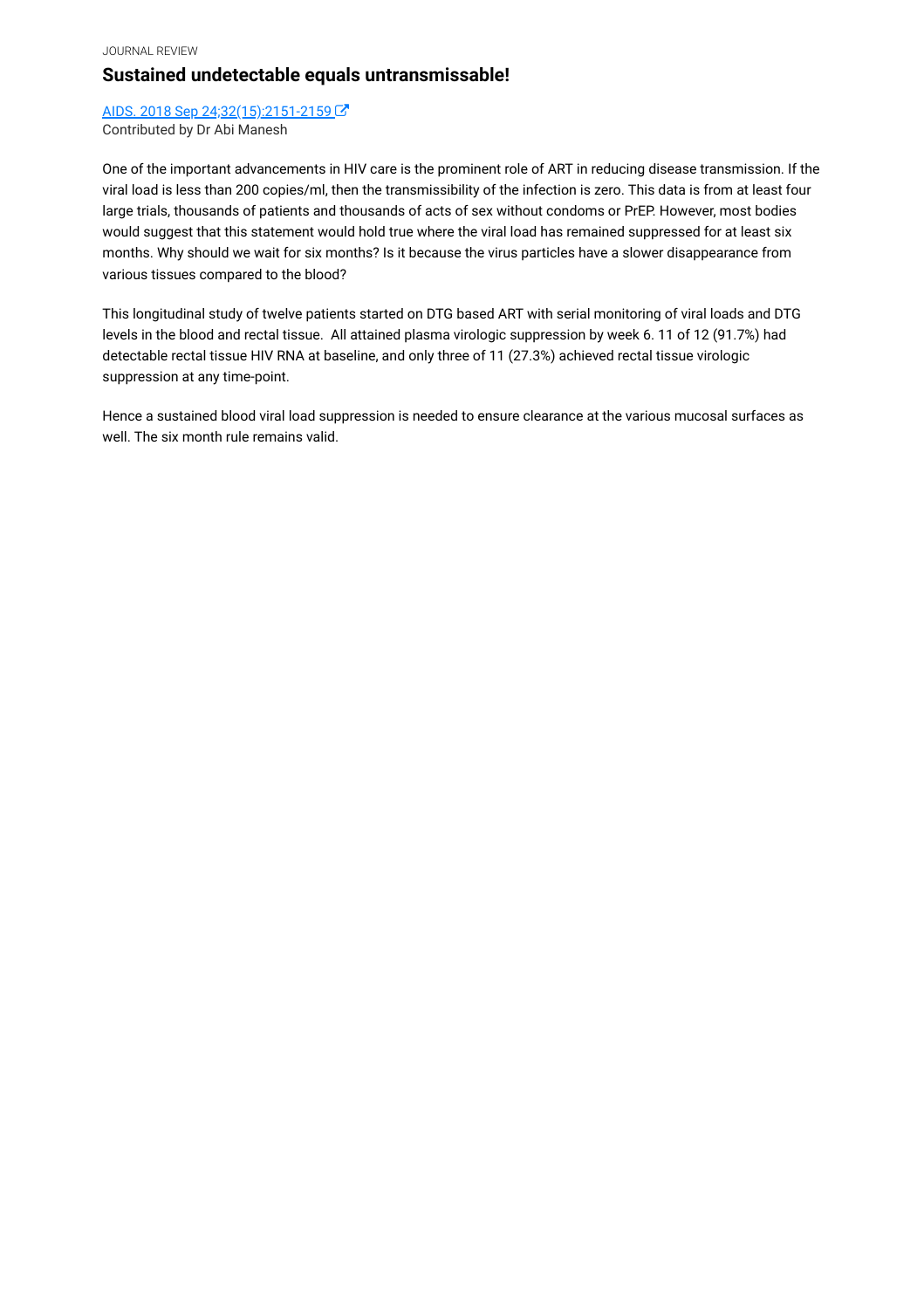JOURNAL REVIEW

## Sustained undetectable equals untransmissable!

[AIDS. 2018 Sep 24;32(15):2151-2159]

Contributed by Dr Abi Manesh

One of the important advancements in HIV care is the prominent role of ART in reducing disease transmission. If the viral load is less than 200 copies/ml, then the transmissibility of the infection is zero. This data is from at least four large trials, thousands of patients and thousands of acts of sex without condoms or PrEP. However, most bodies would suggest that this statement would hold true where the viral load has remained suppressed for at least six months. Why should we wait for six months? Is it because the virus particles have a slower disappearance from various tissues compared to the blood?

This longitudinal study of twelve patients started on DTG based ART with serial monitoring of viral loads and DTG levels in the blood and rectal tissue. All attained plasma virologic suppression by week 6. 11 of 12 (91.7%) had detectable rectal tissue HIV RNA at baseline, and only three of 11 (27.3%) achieved rectal tissue virologic suppression at any time-point.

Hence a sustained blood viral load suppression is needed to ensure clearance at the various mucosal surfaces as well. The six month rule remains valid.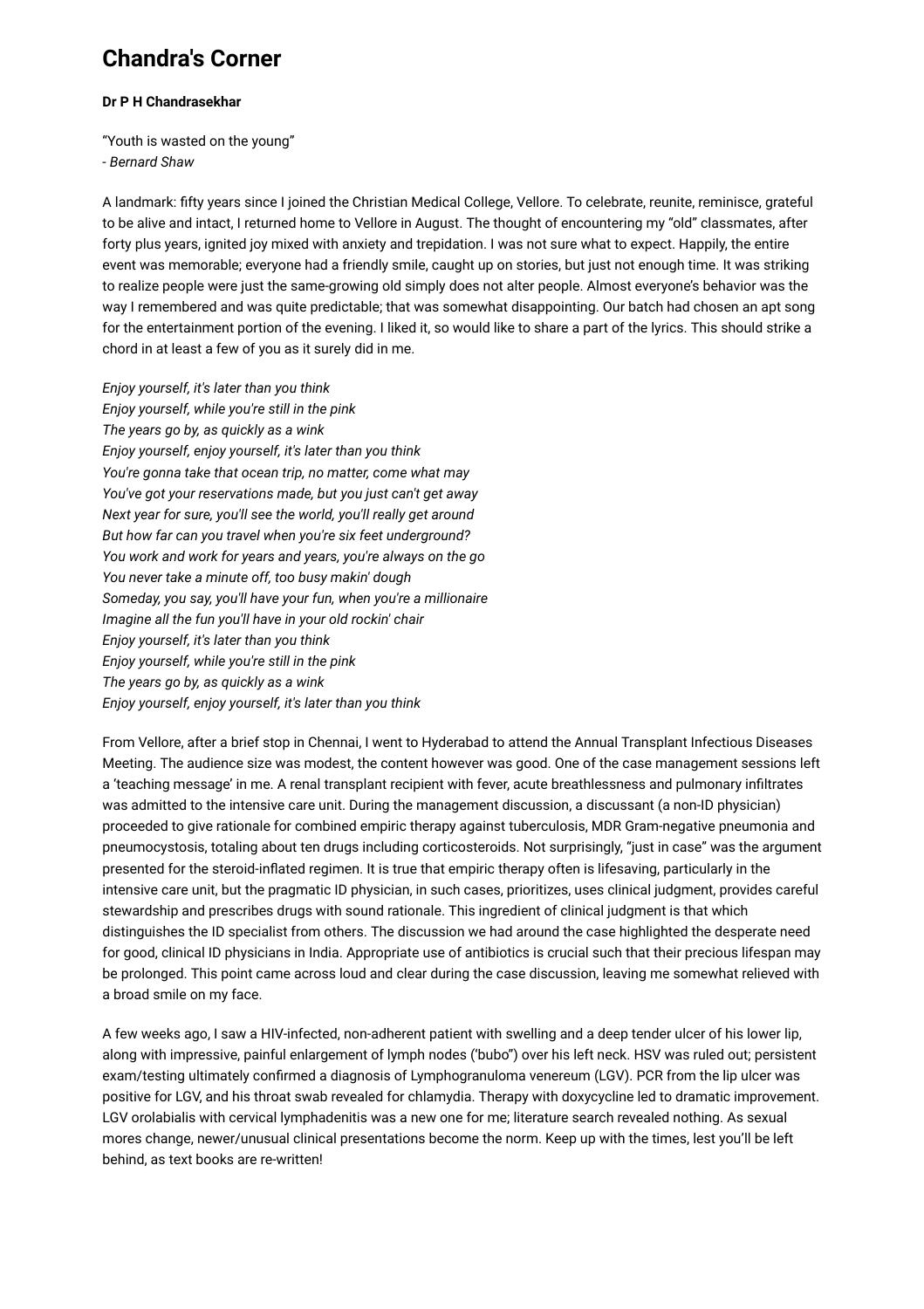# Chandra's Corner

**Dr P H Chandrasekhar**

"Youth is wasted on the young"
- *Bernard Shaw*

A landmark: fifty years since I joined the Christian Medical College, Vellore. To celebrate, reunite, reminisce, grateful to be alive and intact, I returned home to Vellore in August. The thought of encountering my "old" classmates, after forty plus years, ignited joy mixed with anxiety and trepidation. I was not sure what to expect. Happily, the entire event was memorable; everyone had a friendly smile, caught up on stories, but just not enough time. It was striking to realize people were just the same-growing old simply does not alter people. Almost everyone's behavior was the way I remembered and was quite predictable; that was somewhat disappointing. Our batch had chosen an apt song for the entertainment portion of the evening. I liked it, so would like to share a part of the lyrics. This should strike a chord in at least a few of you as it surely did in me.

*Enjoy yourself, it's later than you think*
*Enjoy yourself, while you're still in the pink*
*The years go by, as quickly as a wink*
*Enjoy yourself, enjoy yourself, it's later than you think*
*You're gonna take that ocean trip, no matter, come what may*
*You've got your reservations made, but you just can't get away*
*Next year for sure, you'll see the world, you'll really get around*
*But how far can you travel when you're six feet underground?*
*You work and work for years and years, you're always on the go*
*You never take a minute off, too busy makin' dough*
*Someday, you say, you'll have your fun, when you're a millionaire*
*Imagine all the fun you'll have in your old rockin' chair*
*Enjoy yourself, it's later than you think*
*Enjoy yourself, while you're still in the pink*
*The years go by, as quickly as a wink*
*Enjoy yourself, enjoy yourself, it's later than you think*

From Vellore, after a brief stop in Chennai, I went to Hyderabad to attend the Annual Transplant Infectious Diseases Meeting. The audience size was modest, the content however was good. One of the case management sessions left a 'teaching message' in me. A renal transplant recipient with fever, acute breathlessness and pulmonary infiltrates was admitted to the intensive care unit. During the management discussion, a discussant (a non-ID physician) proceeded to give rationale for combined empiric therapy against tuberculosis, MDR Gram-negative pneumonia and pneumocystosis, totaling about ten drugs including corticosteroids. Not surprisingly, "just in case" was the argument presented for the steroid-inflated regimen. It is true that empiric therapy often is lifesaving, particularly in the intensive care unit, but the pragmatic ID physician, in such cases, prioritizes, uses clinical judgment, provides careful stewardship and prescribes drugs with sound rationale. This ingredient of clinical judgment is that which distinguishes the ID specialist from others. The discussion we had around the case highlighted the desperate need for good, clinical ID physicians in India. Appropriate use of antibiotics is crucial such that their precious lifespan may be prolonged. This point came across loud and clear during the case discussion, leaving me somewhat relieved with a broad smile on my face.

A few weeks ago, I saw a HIV-infected, non-adherent patient with swelling and a deep tender ulcer of his lower lip, along with impressive, painful enlargement of lymph nodes ('bubo") over his left neck. HSV was ruled out; persistent exam/testing ultimately confirmed a diagnosis of Lymphogranuloma venereum (LGV). PCR from the lip ulcer was positive for LGV, and his throat swab revealed for chlamydia. Therapy with doxycycline led to dramatic improvement. LGV orolabialis with cervical lymphadenitis was a new one for me; literature search revealed nothing. As sexual mores change, newer/unusual clinical presentations become the norm. Keep up with the times, lest you'll be left behind, as text books are re-written!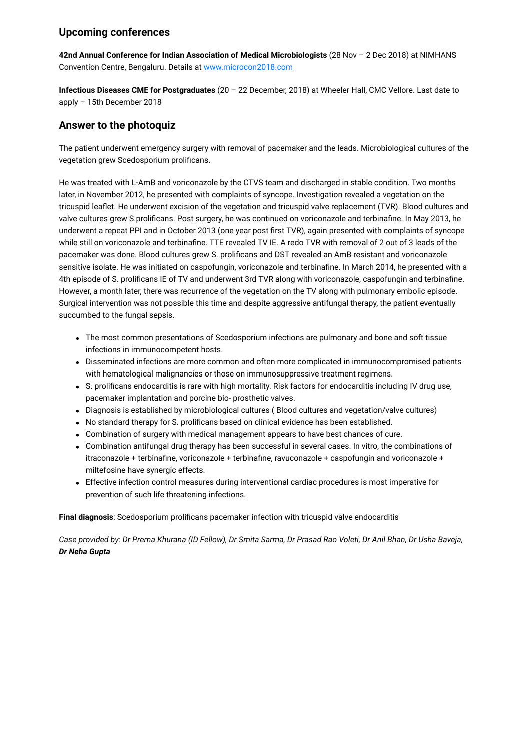## Upcoming conferences

**42nd Annual Conference for Indian Association of Medical Microbiologists** (28 Nov – 2 Dec 2018) at NIMHANS Convention Centre, Bengaluru. Details at www.microcon2018.com

**Infectious Diseases CME for Postgraduates** (20 – 22 December, 2018) at Wheeler Hall, CMC Vellore. Last date to apply – 15th December 2018

## Answer to the photoquiz

The patient underwent emergency surgery with removal of pacemaker and the leads. Microbiological cultures of the vegetation grew Scedosporium prolificans.

He was treated with L-AmB and voriconazole by the CTVS team and discharged in stable condition. Two months later, in November 2012, he presented with complaints of syncope. Investigation revealed a vegetation on the tricuspid leaflet. He underwent excision of the vegetation and tricuspid valve replacement (TVR). Blood cultures and valve cultures grew S.prolificans. Post surgery, he was continued on voriconazole and terbinafine. In May 2013, he underwent a repeat PPI and in October 2013 (one year post first TVR), again presented with complaints of syncope while still on voriconazole and terbinafine. TTE revealed TV IE. A redo TVR with removal of 2 out of 3 leads of the pacemaker was done. Blood cultures grew S. prolificans and DST revealed an AmB resistant and voriconazole sensitive isolate. He was initiated on caspofungin, voriconazole and terbinafine. In March 2014, he presented with a 4th episode of S. prolificans IE of TV and underwent 3rd TVR along with voriconazole, caspofungin and terbinafine. However, a month later, there was recurrence of the vegetation on the TV along with pulmonary embolic episode. Surgical intervention was not possible this time and despite aggressive antifungal therapy, the patient eventually succumbed to the fungal sepsis.

- The most common presentations of Scedosporium infections are pulmonary and bone and soft tissue infections in immunocompetent hosts.
- Disseminated infections are more common and often more complicated in immunocompromised patients with hematological malignancies or those on immunosuppressive treatment regimens.
- S. prolificans endocarditis is rare with high mortality. Risk factors for endocarditis including IV drug use, pacemaker implantation and porcine bio- prosthetic valves.
- Diagnosis is established by microbiological cultures ( Blood cultures and vegetation/valve cultures)
- No standard therapy for S. prolificans based on clinical evidence has been established.
- Combination of surgery with medical management appears to have best chances of cure.
- Combination antifungal drug therapy has been successful in several cases. In vitro, the combinations of itraconazole + terbinafine, voriconazole + terbinafine, ravuconazole + caspofungin and voriconazole + miltefosine have synergic effects.
- Effective infection control measures during interventional cardiac procedures is most imperative for prevention of such life threatening infections.

**Final diagnosis**: Scedosporium prolificans pacemaker infection with tricuspid valve endocarditis

*Case provided by: Dr Prerna Khurana (ID Fellow), Dr Smita Sarma, Dr Prasad Rao Voleti, Dr Anil Bhan, Dr Usha Baveja,* ***Dr Neha Gupta***